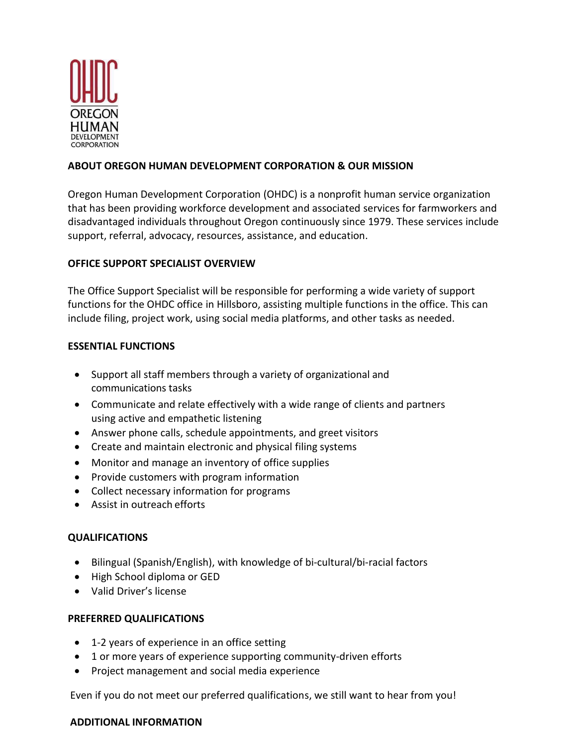OHDC
OREGON
HUMAN
DEVELOPMENT
CORPORATION

## ABOUT OREGON HUMAN DEVELOPMENT CORPORATION & OUR MISSION

Oregon Human Development Corporation (OHDC) is a nonprofit human service organization that has been providing workforce development and associated services for farmworkers and disadvantaged individuals throughout Oregon continuously since 1979. These services include support, referral, advocacy, resources, assistance, and education.

## OFFICE SUPPORT SPECIALIST OVERVIEW

The Office Support Specialist will be responsible for performing a wide variety of support functions for the OHDC office in Hillsboro, assisting multiple functions in the office. This can include filing, project work, using social media platforms, and other tasks as needed.

## ESSENTIAL FUNCTIONS

- Support all staff members through a variety of organizational and communications tasks
- Communicate and relate effectively with a wide range of clients and partners using active and empathetic listening
- Answer phone calls, schedule appointments, and greet visitors
- Create and maintain electronic and physical filing systems
- Monitor and manage an inventory of office supplies
- Provide customers with program information
- Collect necessary information for programs
- Assist in outreach efforts

## QUALIFICATIONS

- Bilingual (Spanish/English), with knowledge of bi-cultural/bi-racial factors
- High School diploma or GED
- Valid Driver's license

## PREFERRED QUALIFICATIONS

- 1-2 years of experience in an office setting
- 1 or more years of experience supporting community-driven efforts
- Project management and social media experience

Even if you do not meet our preferred qualifications, we still want to hear from you!

## ADDITIONAL INFORMATION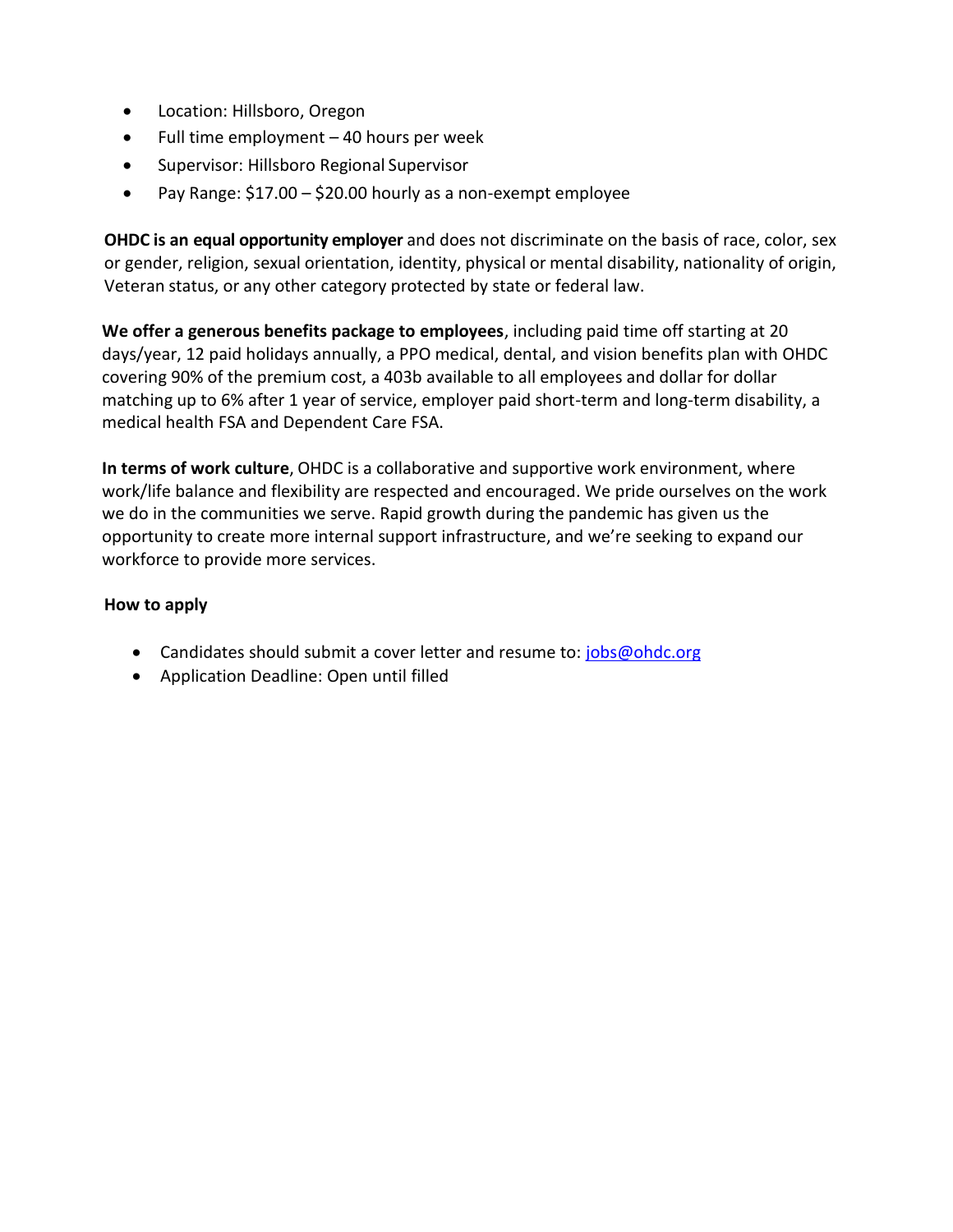- Location: Hillsboro, Oregon
- Full time employment – 40 hours per week
- Supervisor: Hillsboro Regional Supervisor
- Pay Range: $17.00 – $20.00 hourly as a non-exempt employee

**OHDC is an equal opportunity employer** and does not discriminate on the basis of race, color, sex or gender, religion, sexual orientation, identity, physical or mental disability, nationality of origin, Veteran status, or any other category protected by state or federal law.

**We offer a generous benefits package to employees**, including paid time off starting at 20 days/year, 12 paid holidays annually, a PPO medical, dental, and vision benefits plan with OHDC covering 90% of the premium cost, a 403b available to all employees and dollar for dollar matching up to 6% after 1 year of service, employer paid short-term and long-term disability, a medical health FSA and Dependent Care FSA.

**In terms of work culture**, OHDC is a collaborative and supportive work environment, where work/life balance and flexibility are respected and encouraged. We pride ourselves on the work we do in the communities we serve. Rapid growth during the pandemic has given us the opportunity to create more internal support infrastructure, and we're seeking to expand our workforce to provide more services.

**How to apply**

- Candidates should submit a cover letter and resume to: jobs@ohdc.org
- Application Deadline: Open until filled